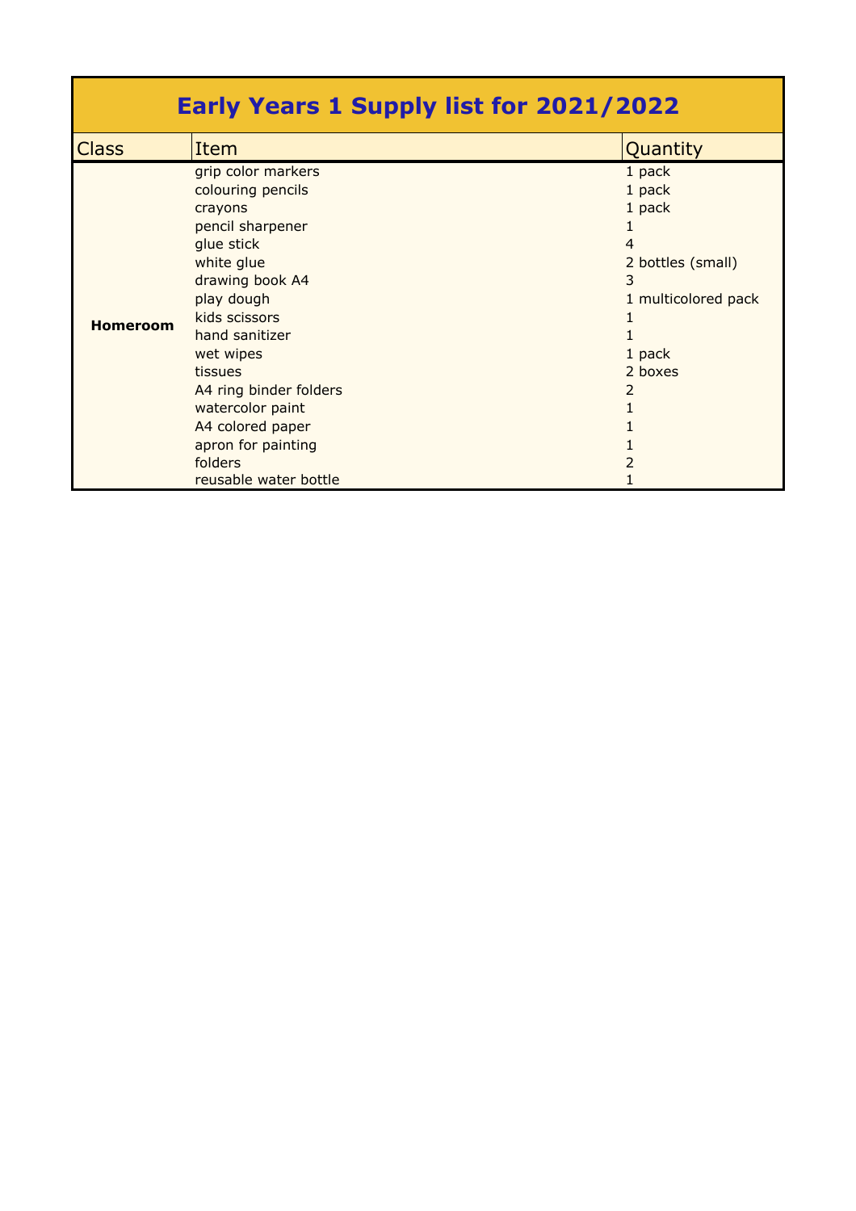# Early Years 1 Supply list for 2021/2022

| Class | Item | Quantity |
|---|---|---|
| **Homeroom** | grip color markers | 1 pack |
| | colouring pencils | 1 pack |
| | crayons | 1 pack |
| | pencil sharpener | 1 |
| | glue stick | 4 |
| | white glue | 2 bottles (small) |
| | drawing book A4 | 3 |
| | play dough | 1 multicolored pack |
| | kids scissors | 1 |
| | hand sanitizer | 1 |
| | wet wipes | 1 pack |
| | tissues | 2 boxes |
| | A4 ring binder folders | 2 |
| | watercolor paint | 1 |
| | A4 colored paper | 1 |
| | apron for painting | 1 |
| | folders | 2 |
| | reusable water bottle | 1 |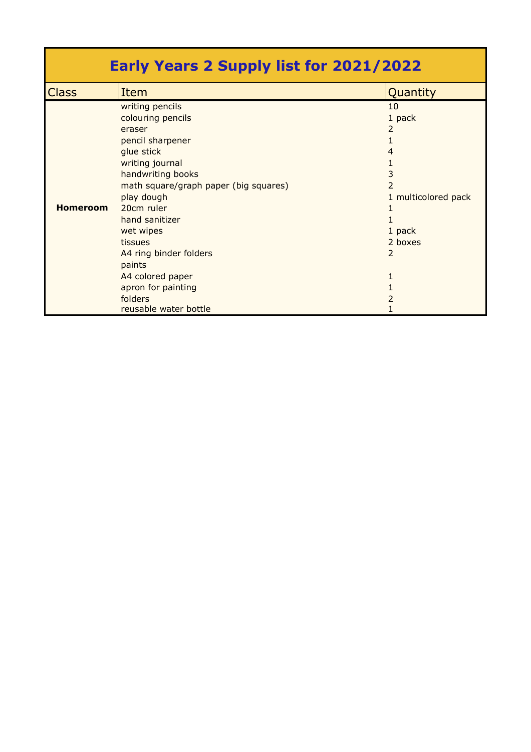# Early Years 2 Supply list for 2021/2022

| Class | Item | Quantity |
|---|---|---|
| **Homeroom** | writing pencils | 10 |
| | colouring pencils | 1 pack |
| | eraser | 2 |
| | pencil sharpener | 1 |
| | glue stick | 4 |
| | writing journal | 1 |
| | handwriting books | 3 |
| | math square/graph paper (big squares) | 2 |
| | play dough | 1 multicolored pack |
| | 20cm ruler | 1 |
| | hand sanitizer | 1 |
| | wet wipes | 1 pack |
| | tissues | 2 boxes |
| | A4 ring binder folders | 2 |
| | paints | |
| | A4 colored paper | 1 |
| | apron for painting | 1 |
| | folders | 2 |
| | reusable water bottle | 1 |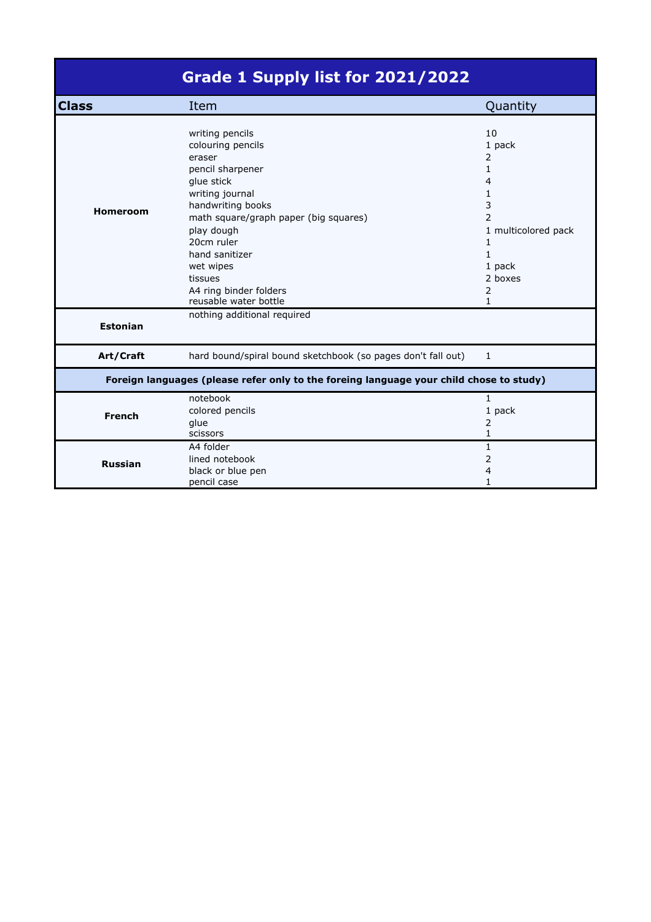# Grade 1 Supply list for 2021/2022

| Class | Item | Quantity |
|---|---|---|
| **Homeroom** | writing pencils | 10 |
| | colouring pencils | 1 pack |
| | eraser | 2 |
| | pencil sharpener | 1 |
| | glue stick | 4 |
| | writing journal | 1 |
| | handwriting books | 3 |
| | math square/graph paper (big squares) | 2 |
| | play dough | 1 multicolored pack |
| | 20cm ruler | 1 |
| | hand sanitizer | 1 |
| | wet wipes | 1 pack |
| | tissues | 2 boxes |
| | A4 ring binder folders | 2 |
| | reusable water bottle | 1 |
| **Estonian** | nothing additional required | |
| **Art/Craft** | hard bound/spiral bound sketchbook (so pages don't fall out) | 1 |
| **Foreign languages (please refer only to the foreing language your child chose to study)** | | |
| **French** | notebook | 1 |
| | colored pencils | 1 pack |
| | glue | 2 |
| | scissors | 1 |
| **Russian** | A4 folder | 1 |
| | lined notebook | 2 |
| | black or blue pen | 4 |
| | pencil case | 1 |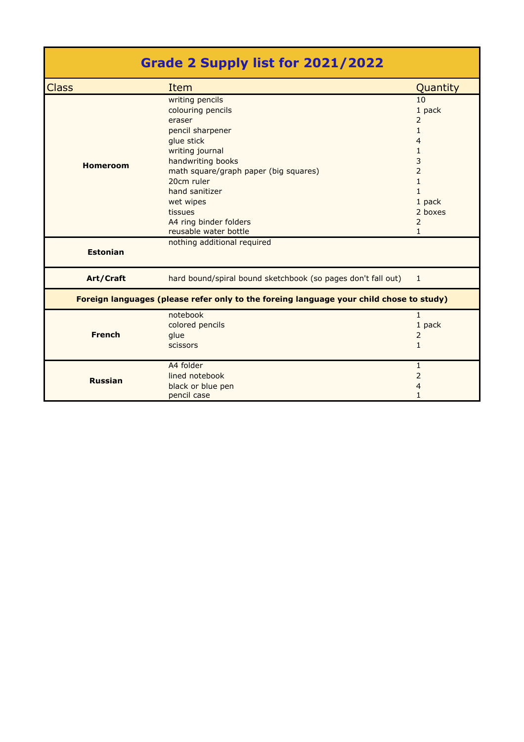# Grade 2 Supply list for 2021/2022

| Class | Item | Quantity |
|---|---|---|
| **Homeroom** | writing pencils | 10 |
| | colouring pencils | 1 pack |
| | eraser | 2 |
| | pencil sharpener | 1 |
| | glue stick | 4 |
| | writing journal | 1 |
| | handwriting books | 3 |
| | math square/graph paper (big squares) | 2 |
| | 20cm ruler | 1 |
| | hand sanitizer | 1 |
| | wet wipes | 1 pack |
| | tissues | 2 boxes |
| | A4 ring binder folders | 2 |
| | reusable water bottle | 1 |
| **Estonian** | nothing additional required | |
| **Art/Craft** | hard bound/spiral bound sketchbook (so pages don't fall out) | 1 |
| **Foreign languages (please refer only to the foreing language your child chose to study)** | | |
| **French** | notebook | 1 |
| | colored pencils | 1 pack |
| | glue | 2 |
| | scissors | 1 |
| **Russian** | A4 folder | 1 |
| | lined notebook | 2 |
| | black or blue pen | 4 |
| | pencil case | 1 |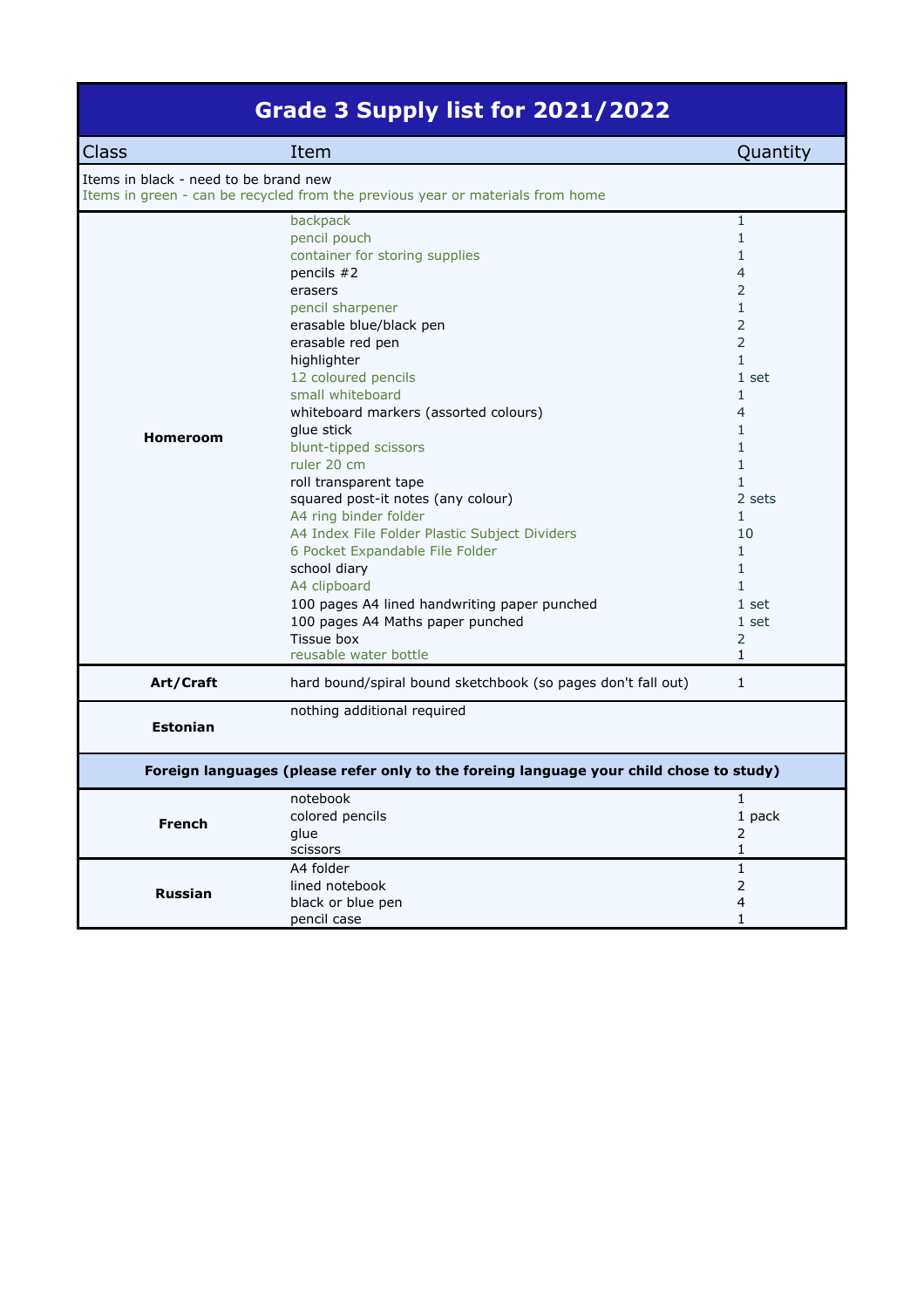# Grade 3 Supply list for 2021/2022

| Class | Item | Quantity |
| --- | --- | --- |
| Items in black - need to be brand new<br>Items in green - can be recycled from the previous year or materials from home | | |
| Homeroom | backpack | 1 |
| | pencil pouch | 1 |
| | container for storing supplies | 1 |
| | pencils #2 | 4 |
| | erasers | 2 |
| | pencil sharpener | 1 |
| | erasable blue/black pen | 2 |
| | erasable red pen | 2 |
| | highlighter | 1 |
| | 12 coloured pencils | 1 set |
| | small whiteboard | 1 |
| | whiteboard markers (assorted colours) | 4 |
| | glue stick | 1 |
| | blunt-tipped scissors | 1 |
| | ruler 20 cm | 1 |
| | roll transparent tape | 1 |
| | squared post-it notes (any colour) | 2 sets |
| | A4 ring binder folder | 1 |
| | A4 Index File Folder Plastic Subject Dividers | 10 |
| | 6 Pocket Expandable File Folder | 1 |
| | school diary | 1 |
| | A4 clipboard | 1 |
| | 100 pages A4 lined handwriting paper punched | 1 set |
| | 100 pages A4 Maths paper punched | 1 set |
| | Tissue box | 2 |
| | reusable water bottle | 1 |
| Art/Craft | hard bound/spiral bound sketchbook (so pages don't fall out) | 1 |
| Estonian | nothing additional required | |
| **Foreign languages (please refer only to the foreing language your child chose to study)** | | |
| French | notebook | 1 |
| | colored pencils | 1 pack |
| | glue | 2 |
| | scissors | 1 |
| Russian | A4 folder | 1 |
| | lined notebook | 2 |
| | black or blue pen | 4 |
| | pencil case | 1 |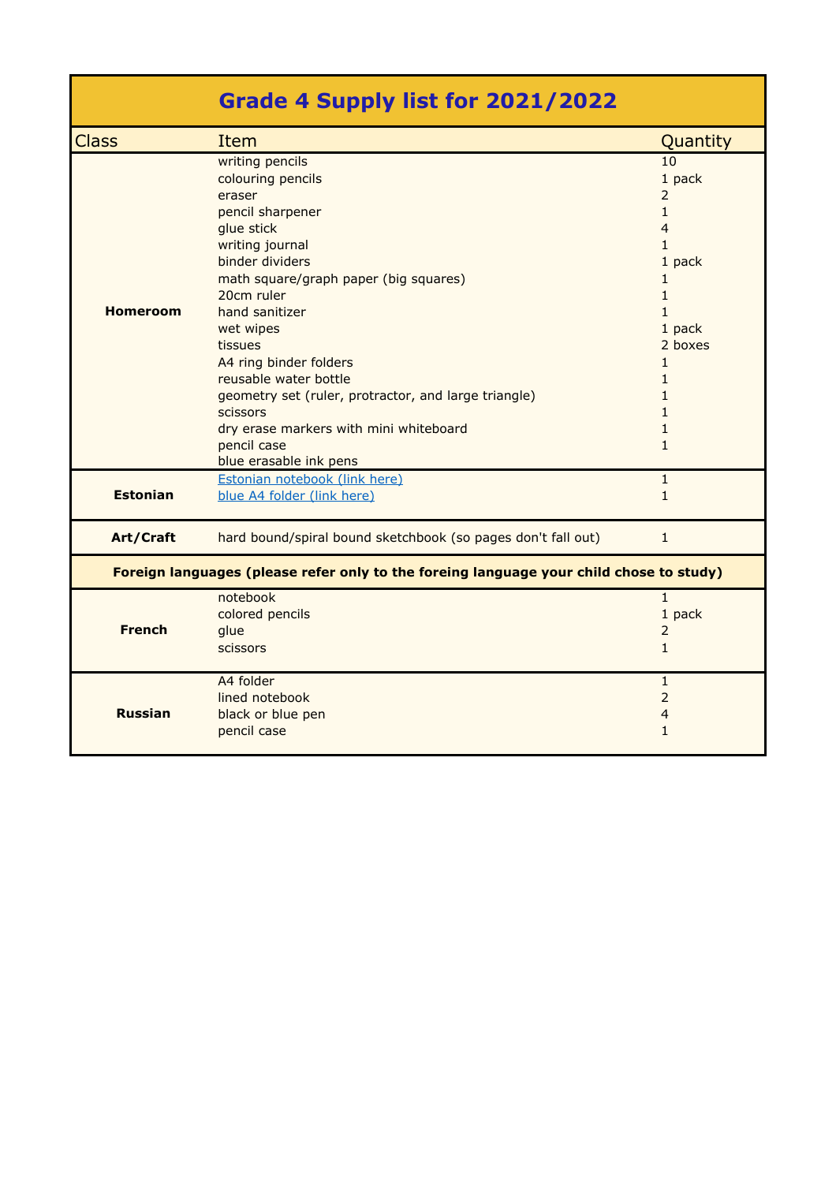# Grade 4 Supply list for 2021/2022

| Class | Item | Quantity |
|---|---|---|
| **Homeroom** | writing pencils | 10 |
| | colouring pencils | 1 pack |
| | eraser | 2 |
| | pencil sharpener | 1 |
| | glue stick | 4 |
| | writing journal | 1 |
| | binder dividers | 1 pack |
| | math square/graph paper (big squares) | 1 |
| | 20cm ruler | 1 |
| | hand sanitizer | 1 |
| | wet wipes | 1 pack |
| | tissues | 2 boxes |
| | A4 ring binder folders | 1 |
| | reusable water bottle | 1 |
| | geometry set (ruler, protractor, and large triangle) | 1 |
| | scissors | 1 |
| | dry erase markers with mini whiteboard | 1 |
| | pencil case | 1 |
| | blue erasable ink pens | |
| **Estonian** | Estonian notebook (link here) | 1 |
| | blue A4 folder (link here) | 1 |
| **Art/Craft** | hard bound/spiral bound sketchbook (so pages don't fall out) | 1 |
| **Foreign languages (please refer only to the foreing language your child chose to study)** | | |
| **French** | notebook | 1 |
| | colored pencils | 1 pack |
| | glue | 2 |
| | scissors | 1 |
| **Russian** | A4 folder | 1 |
| | lined notebook | 2 |
| | black or blue pen | 4 |
| | pencil case | 1 |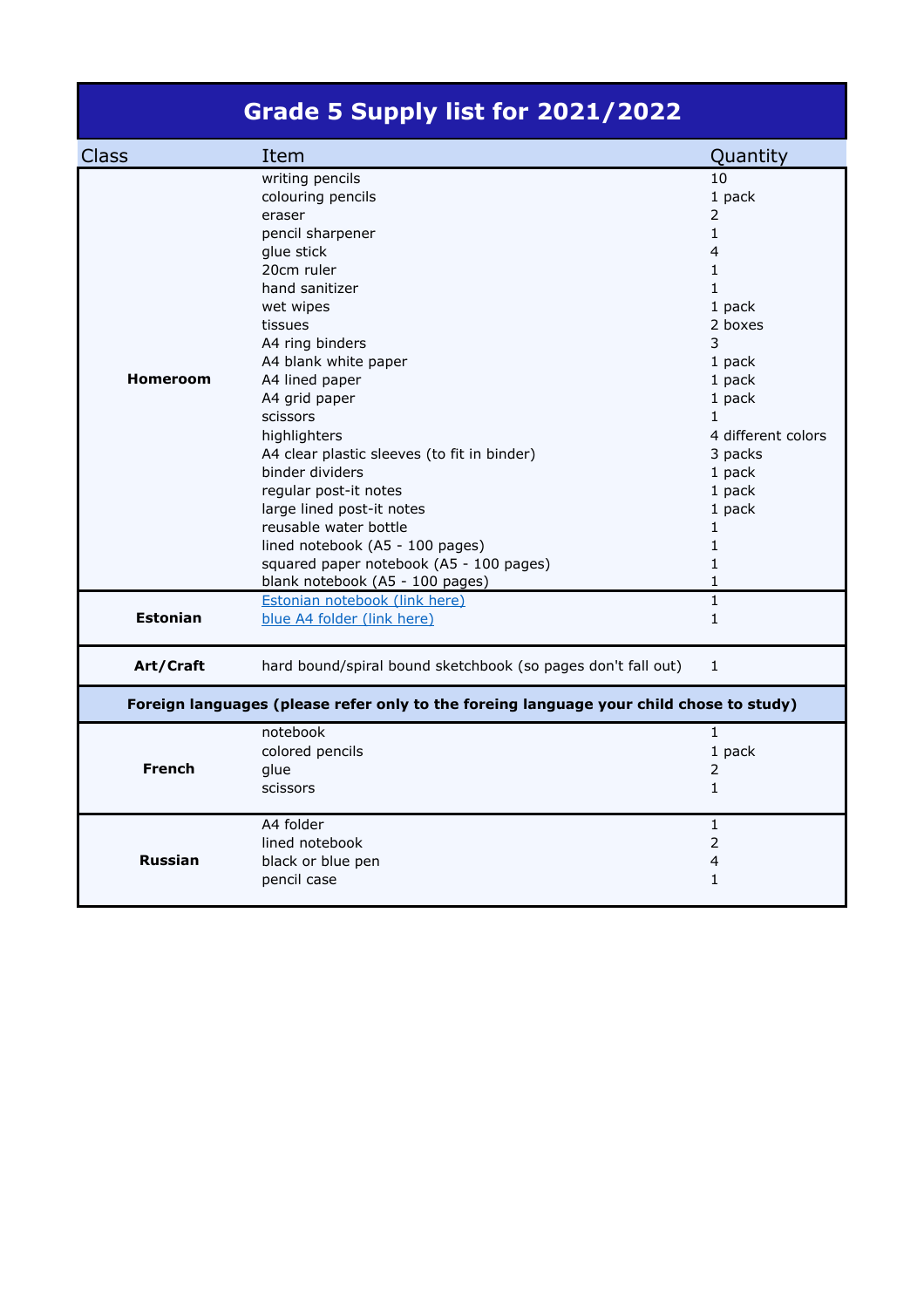# Grade 5 Supply list for 2021/2022

| Class | Item | Quantity |
| --- | --- | --- |
| **Homeroom** | writing pencils | 10 |
| | colouring pencils | 1 pack |
| | eraser | 2 |
| | pencil sharpener | 1 |
| | glue stick | 4 |
| | 20cm ruler | 1 |
| | hand sanitizer | 1 |
| | wet wipes | 1 pack |
| | tissues | 2 boxes |
| | A4 ring binders | 3 |
| | A4 blank white paper | 1 pack |
| | A4 lined paper | 1 pack |
| | A4 grid paper | 1 pack |
| | scissors | 1 |
| | highlighters | 4 different colors |
| | A4 clear plastic sleeves (to fit in binder) | 3 packs |
| | binder dividers | 1 pack |
| | regular post-it notes | 1 pack |
| | large lined post-it notes | 1 pack |
| | reusable water bottle | 1 |
| | lined notebook (A5 - 100 pages) | 1 |
| | squared paper notebook (A5 - 100 pages) | 1 |
| | blank notebook (A5 - 100 pages) | 1 |
| **Estonian** | Estonian notebook (link here) | 1 |
| | blue A4 folder (link here) | 1 |
| **Art/Craft** | hard bound/spiral bound sketchbook (so pages don't fall out) | 1 |
| **Foreign languages (please refer only to the foreing language your child chose to study)** | | |
| **French** | notebook | 1 |
| | colored pencils | 1 pack |
| | glue | 2 |
| | scissors | 1 |
| **Russian** | A4 folder | 1 |
| | lined notebook | 2 |
| | black or blue pen | 4 |
| | pencil case | 1 |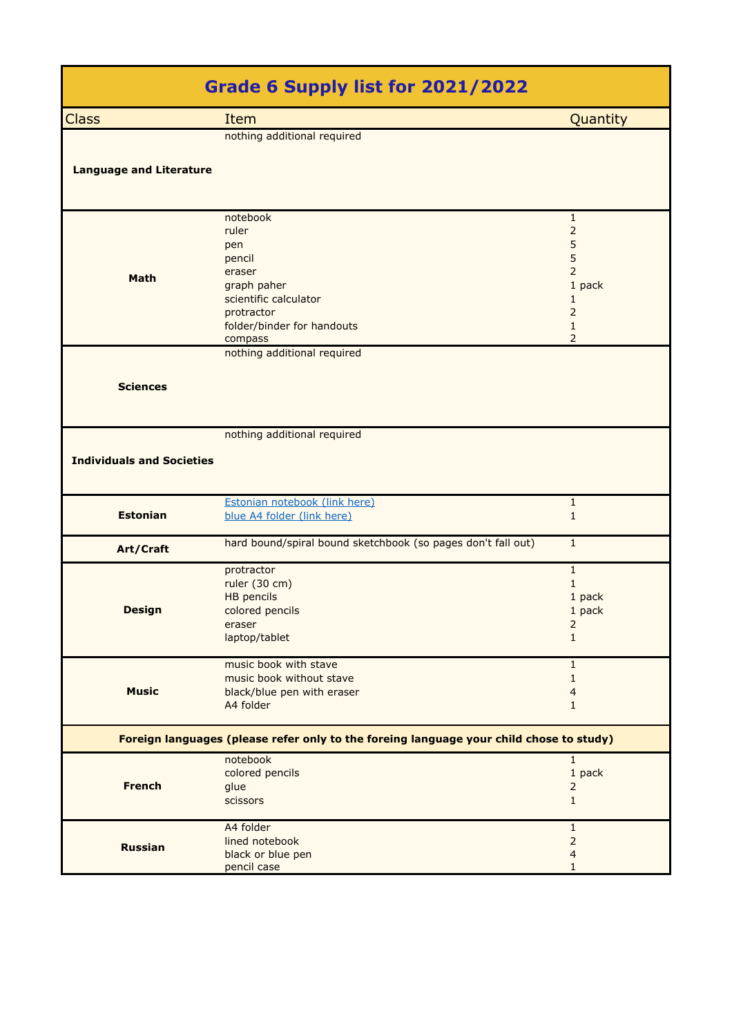# Grade 6 Supply list for 2021/2022

| Class | Item | Quantity |
|---|---|---|
| **Language and Literature** | nothing additional required | |
| **Math** | notebook | 1 |
| | ruler | 2 |
| | pen | 5 |
| | pencil | 5 |
| | eraser | 2 |
| | graph paher | 1 pack |
| | scientific calculator | 1 |
| | protractor | 2 |
| | folder/binder for handouts | 1 |
| | compass | 2 |
| **Sciences** | nothing additional required | |
| **Individuals and Societies** | nothing additional required | |
| **Estonian** | Estonian notebook (link here) | 1 |
| | blue A4 folder (link here) | 1 |
| **Art/Craft** | hard bound/spiral bound sketchbook (so pages don't fall out) | 1 |
| **Design** | protractor | 1 |
| | ruler (30 cm) | 1 |
| | HB pencils | 1 pack |
| | colored pencils | 1 pack |
| | eraser | 2 |
| | laptop/tablet | 1 |
| **Music** | music book with stave | 1 |
| | music book without stave | 1 |
| | black/blue pen with eraser | 4 |
| | A4 folder | 1 |
| **Foreign languages (please refer only to the foreing language your child chose to study)** | | |
| **French** | notebook | 1 |
| | colored pencils | 1 pack |
| | glue | 2 |
| | scissors | 1 |
| **Russian** | A4 folder | 1 |
| | lined notebook | 2 |
| | black or blue pen | 4 |
| | pencil case | 1 |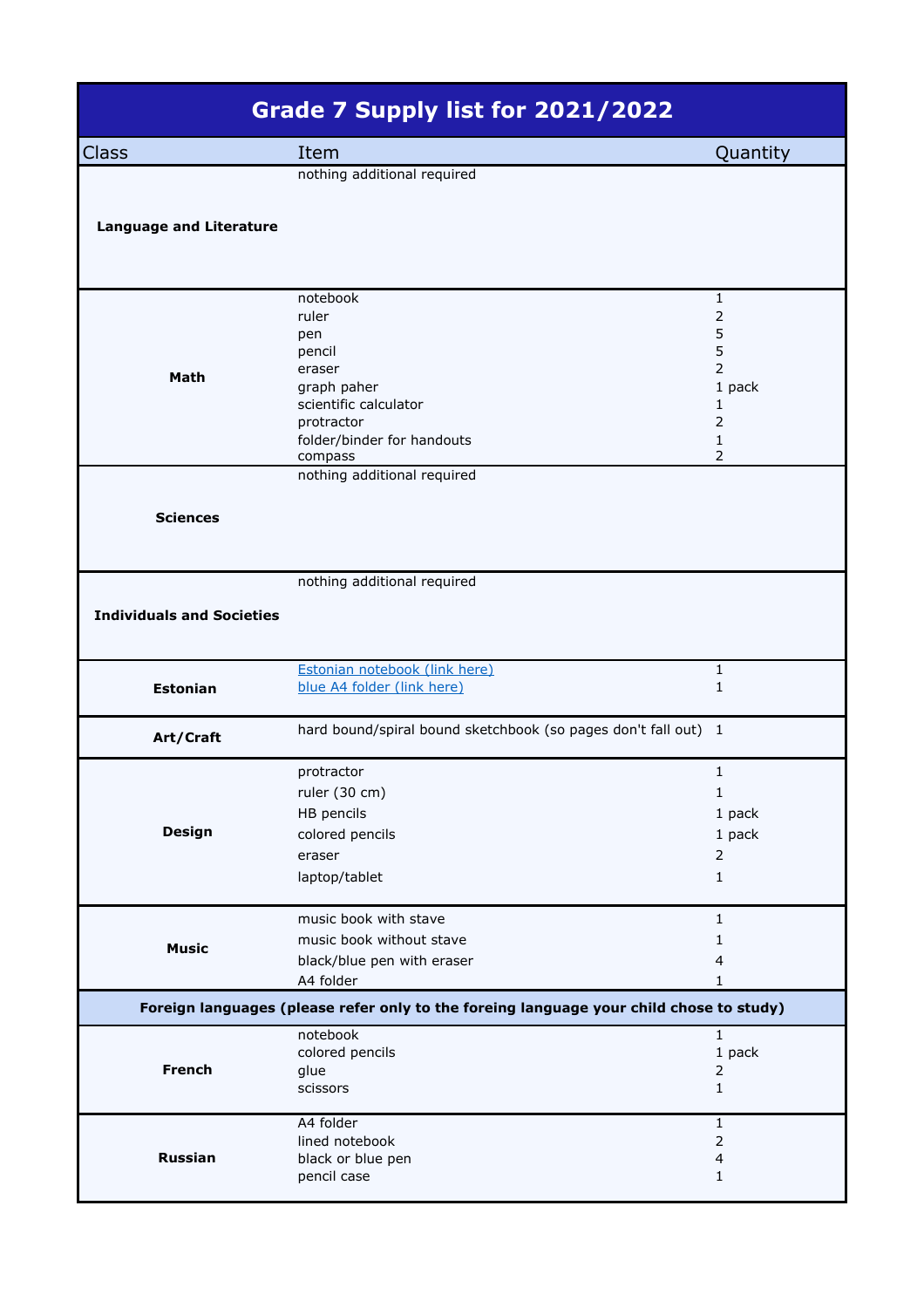# Grade 7 Supply list for 2021/2022

| Class | Item | Quantity |
|---|---|---|
| **Language and Literature** | nothing additional required | |
| **Math** | notebook | 1 |
| | ruler | 2 |
| | pen | 5 |
| | pencil | 5 |
| | eraser | 2 |
| | graph paher | 1 pack |
| | scientific calculator | 1 |
| | protractor | 2 |
| | folder/binder for handouts | 1 |
| | compass | 2 |
| **Sciences** | nothing additional required | |
| **Individuals and Societies** | nothing additional required | |
| **Estonian** | Estonian notebook (link here) | 1 |
| | blue A4 folder (link here) | 1 |
| **Art/Craft** | hard bound/spiral bound sketchbook (so pages don't fall out) | 1 |
| **Design** | protractor | 1 |
| | ruler (30 cm) | 1 |
| | HB pencils | 1 pack |
| | colored pencils | 1 pack |
| | eraser | 2 |
| | laptop/tablet | 1 |
| **Music** | music book with stave | 1 |
| | music book without stave | 1 |
| | black/blue pen with eraser | 4 |
| | A4 folder | 1 |
| **Foreign languages (please refer only to the foreing language your child chose to study)** | | |
| **French** | notebook | 1 |
| | colored pencils | 1 pack |
| | glue | 2 |
| | scissors | 1 |
| **Russian** | A4 folder | 1 |
| | lined notebook | 2 |
| | black or blue pen | 4 |
| | pencil case | 1 |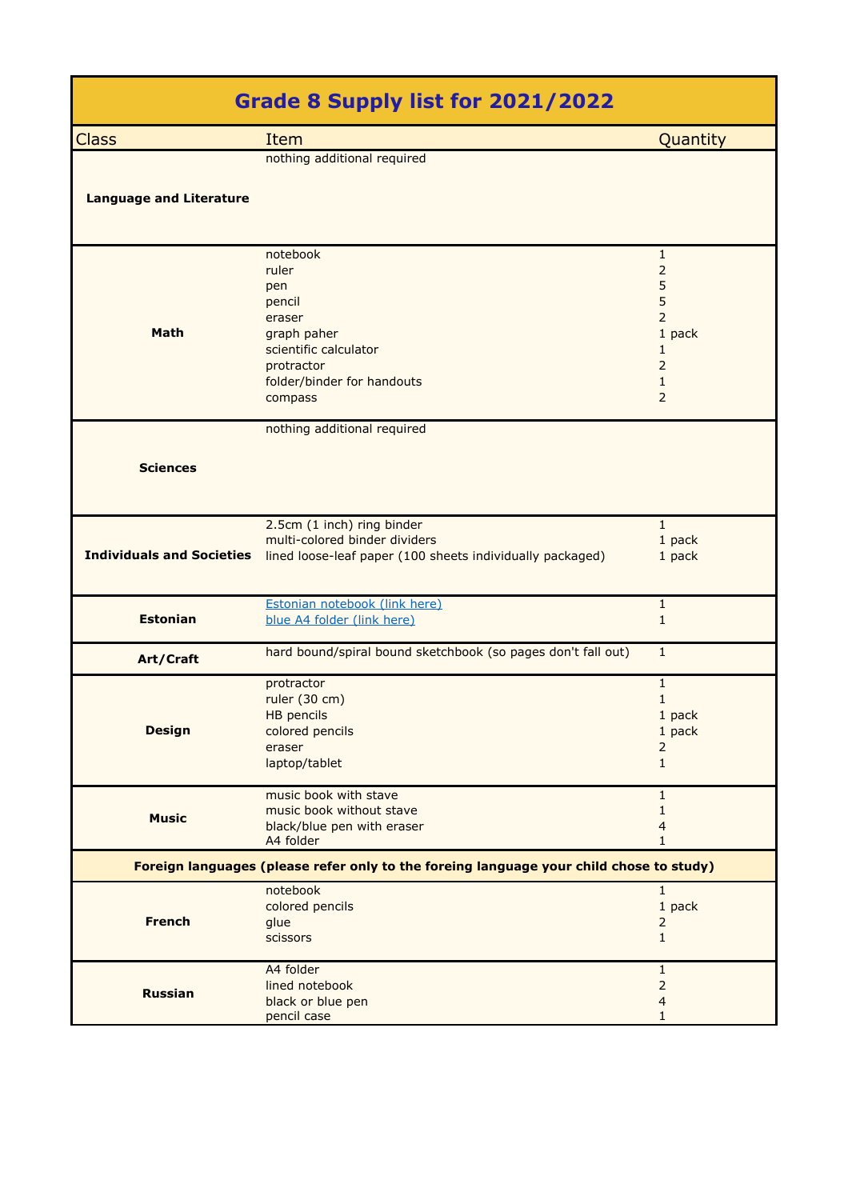# Grade 8 Supply list for 2021/2022

| Class | Item | Quantity |
|---|---|---|
| **Language and Literature** | nothing additional required | |
| **Math** | notebook | 1 |
| | ruler | 2 |
| | pen | 5 |
| | pencil | 5 |
| | eraser | 2 |
| | graph paher | 1 pack |
| | scientific calculator | 1 |
| | protractor | 2 |
| | folder/binder for handouts | 1 |
| | compass | 2 |
| **Sciences** | nothing additional required | |
| **Individuals and Societies** | 2.5cm (1 inch) ring binder | 1 |
| | multi-colored binder dividers | 1 pack |
| | lined loose-leaf paper (100 sheets individually packaged) | 1 pack |
| **Estonian** | Estonian notebook (link here) | 1 |
| | blue A4 folder (link here) | 1 |
| **Art/Craft** | hard bound/spiral bound sketchbook (so pages don't fall out) | 1 |
| **Design** | protractor | 1 |
| | ruler (30 cm) | 1 |
| | HB pencils | 1 pack |
| | colored pencils | 1 pack |
| | eraser | 2 |
| | laptop/tablet | 1 |
| **Music** | music book with stave | 1 |
| | music book without stave | 1 |
| | black/blue pen with eraser | 4 |
| | A4 folder | 1 |
| **Foreign languages (please refer only to the foreing language your child chose to study)** | | |
| **French** | notebook | 1 |
| | colored pencils | 1 pack |
| | glue | 2 |
| | scissors | 1 |
| **Russian** | A4 folder | 1 |
| | lined notebook | 2 |
| | black or blue pen | 4 |
| | pencil case | 1 |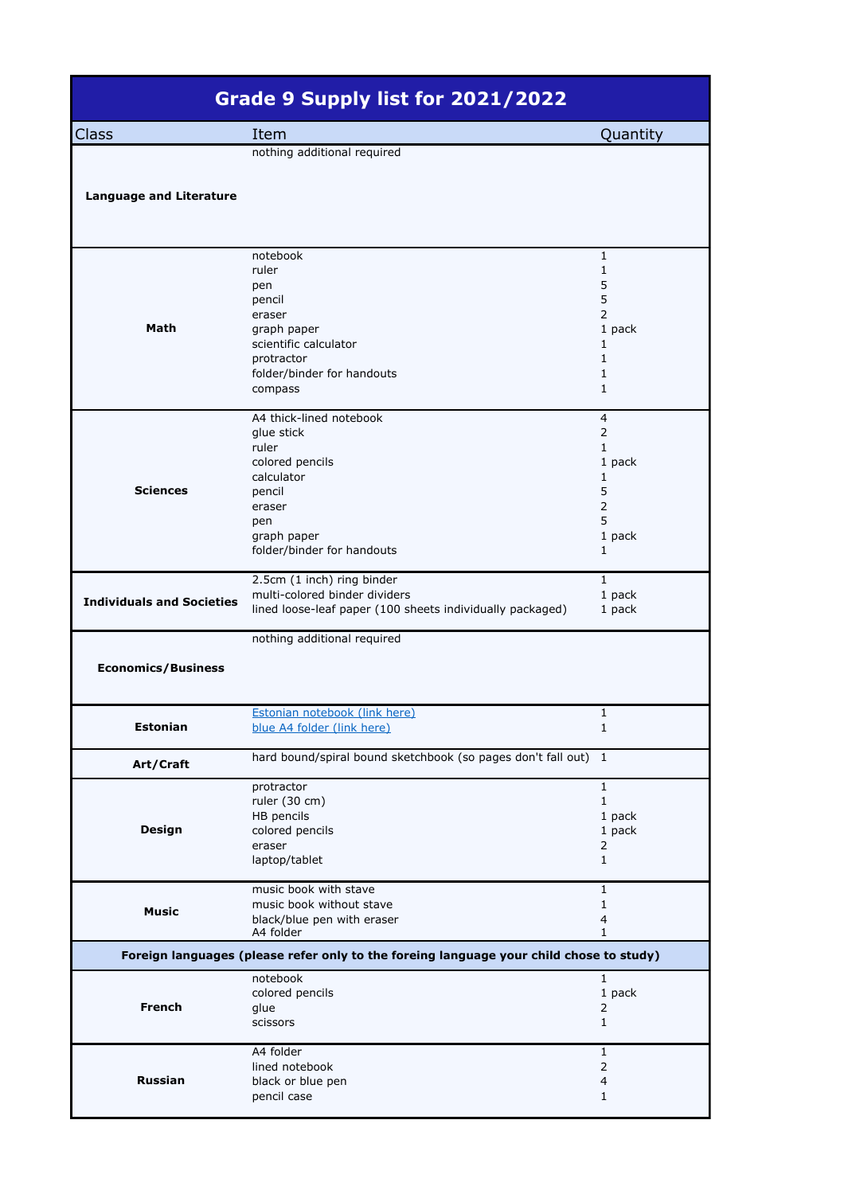# Grade 9 Supply list for 2021/2022

| Class | Item | Quantity |
|---|---|---|
| **Language and Literature** | nothing additional required | |
| **Math** | notebook | 1 |
| | ruler | 1 |
| | pen | 5 |
| | pencil | 5 |
| | eraser | 2 |
| | graph paper | 1 pack |
| | scientific calculator | 1 |
| | protractor | 1 |
| | folder/binder for handouts | 1 |
| | compass | 1 |
| **Sciences** | A4 thick-lined notebook | 4 |
| | glue stick | 2 |
| | ruler | 1 |
| | colored pencils | 1 pack |
| | calculator | 1 |
| | pencil | 5 |
| | eraser | 2 |
| | pen | 5 |
| | graph paper | 1 pack |
| | folder/binder for handouts | 1 |
| **Individuals and Societies** | 2.5cm (1 inch) ring binder | 1 |
| | multi-colored binder dividers | 1 pack |
| | lined loose-leaf paper (100 sheets individually packaged) | 1 pack |
| **Economics/Business** | nothing additional required | |
| **Estonian** | Estonian notebook (link here) | 1 |
| | blue A4 folder (link here) | 1 |
| **Art/Craft** | hard bound/spiral bound sketchbook (so pages don't fall out) | 1 |
| **Design** | protractor | 1 |
| | ruler (30 cm) | 1 |
| | HB pencils | 1 pack |
| | colored pencils | 1 pack |
| | eraser | 2 |
| | laptop/tablet | 1 |
| **Music** | music book with stave | 1 |
| | music book without stave | 1 |
| | black/blue pen with eraser | 4 |
| | A4 folder | 1 |
| **Foreign languages (please refer only to the foreing language your child chose to study)** | | |
| **French** | notebook | 1 |
| | colored pencils | 1 pack |
| | glue | 2 |
| | scissors | 1 |
| **Russian** | A4 folder | 1 |
| | lined notebook | 2 |
| | black or blue pen | 4 |
| | pencil case | 1 |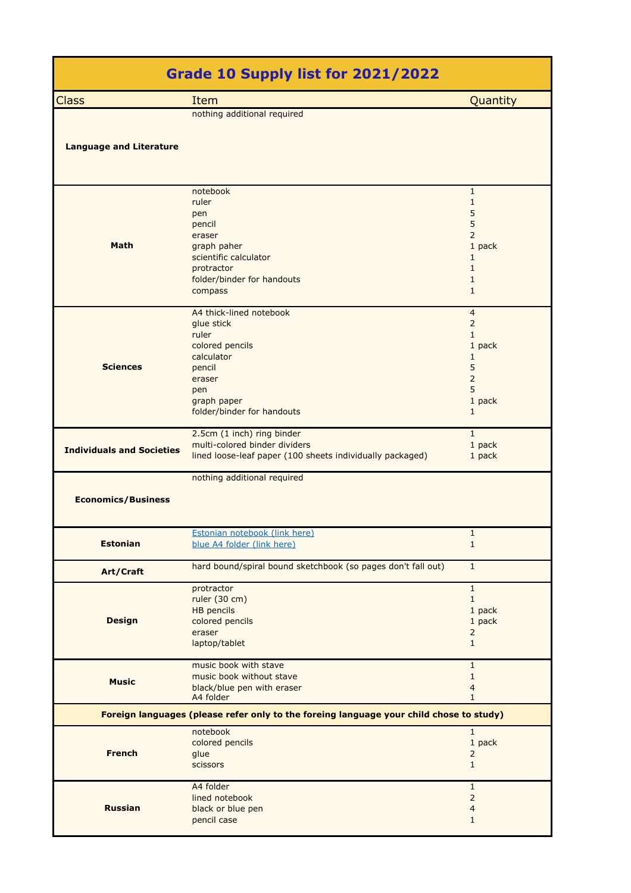# Grade 10 Supply list for 2021/2022

| Class | Item | Quantity |
|---|---|---|
| **Language and Literature** | nothing additional required | |
| **Math** | notebook | 1 |
| | ruler | 1 |
| | pen | 5 |
| | pencil | 5 |
| | eraser | 2 |
| | graph paher | 1 pack |
| | scientific calculator | 1 |
| | protractor | 1 |
| | folder/binder for handouts | 1 |
| | compass | 1 |
| **Sciences** | A4 thick-lined notebook | 4 |
| | glue stick | 2 |
| | ruler | 1 |
| | colored pencils | 1 pack |
| | calculator | 1 |
| | pencil | 5 |
| | eraser | 2 |
| | pen | 5 |
| | graph paper | 1 pack |
| | folder/binder for handouts | 1 |
| **Individuals and Societies** | 2.5cm (1 inch) ring binder | 1 |
| | multi-colored binder dividers | 1 pack |
| | lined loose-leaf paper (100 sheets individually packaged) | 1 pack |
| **Economics/Business** | nothing additional required | |
| **Estonian** | Estonian notebook (link here) | 1 |
| | blue A4 folder (link here) | 1 |
| **Art/Craft** | hard bound/spiral bound sketchbook (so pages don't fall out) | 1 |
| **Design** | protractor | 1 |
| | ruler (30 cm) | 1 |
| | HB pencils | 1 pack |
| | colored pencils | 1 pack |
| | eraser | 2 |
| | laptop/tablet | 1 |
| **Music** | music book with stave | 1 |
| | music book without stave | 1 |
| | black/blue pen with eraser | 4 |
| | A4 folder | 1 |
| **Foreign languages (please refer only to the foreing language your child chose to study)** | | |
| **French** | notebook | 1 |
| | colored pencils | 1 pack |
| | glue | 2 |
| | scissors | 1 |
| **Russian** | A4 folder | 1 |
| | lined notebook | 2 |
| | black or blue pen | 4 |
| | pencil case | 1 |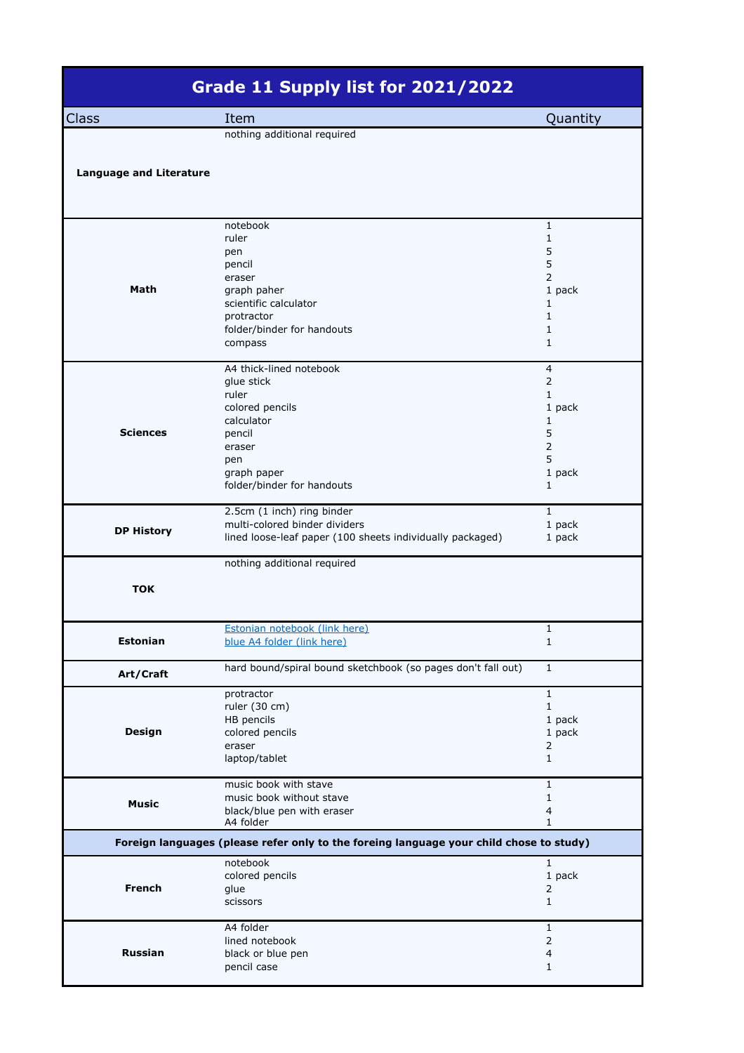# Grade 11 Supply list for 2021/2022

| Class | Item | Quantity |
|---|---|---|
| **Language and Literature** | nothing additional required | |
| **Math** | notebook | 1 |
| | ruler | 1 |
| | pen | 5 |
| | pencil | 5 |
| | eraser | 2 |
| | graph paher | 1 pack |
| | scientific calculator | 1 |
| | protractor | 1 |
| | folder/binder for handouts | 1 |
| | compass | 1 |
| **Sciences** | A4 thick-lined notebook | 4 |
| | glue stick | 2 |
| | ruler | 1 |
| | colored pencils | 1 pack |
| | calculator | 1 |
| | pencil | 5 |
| | eraser | 2 |
| | pen | 5 |
| | graph paper | 1 pack |
| | folder/binder for handouts | 1 |
| **DP History** | 2.5cm (1 inch) ring binder | 1 |
| | multi-colored binder dividers | 1 pack |
| | lined loose-leaf paper (100 sheets individually packaged) | 1 pack |
| **TOK** | nothing additional required | |
| **Estonian** | Estonian notebook (link here) | 1 |
| | blue A4 folder (link here) | 1 |
| **Art/Craft** | hard bound/spiral bound sketchbook (so pages don't fall out) | 1 |
| **Design** | protractor | 1 |
| | ruler (30 cm) | 1 |
| | HB pencils | 1 pack |
| | colored pencils | 1 pack |
| | eraser | 2 |
| | laptop/tablet | 1 |
| **Music** | music book with stave | 1 |
| | music book without stave | 1 |
| | black/blue pen with eraser | 4 |
| | A4 folder | 1 |
| **Foreign languages (please refer only to the foreing language your child chose to study)** | | |
| **French** | notebook | 1 |
| | colored pencils | 1 pack |
| | glue | 2 |
| | scissors | 1 |
| **Russian** | A4 folder | 1 |
| | lined notebook | 2 |
| | black or blue pen | 4 |
| | pencil case | 1 |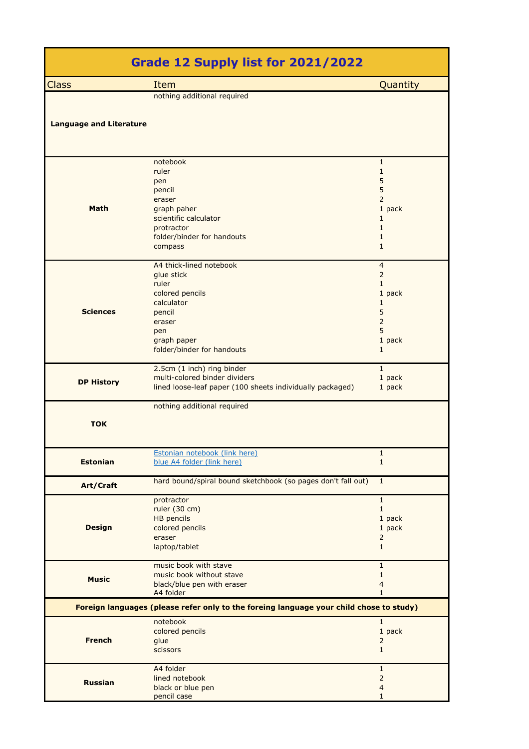# Grade 12 Supply list for 2021/2022

| Class | Item | Quantity |
|---|---|---|
| **Language and Literature** | nothing additional required | |
| **Math** | notebook | 1 |
| | ruler | 1 |
| | pen | 5 |
| | pencil | 5 |
| | eraser | 2 |
| | graph paher | 1 pack |
| | scientific calculator | 1 |
| | protractor | 1 |
| | folder/binder for handouts | 1 |
| | compass | 1 |
| **Sciences** | A4 thick-lined notebook | 4 |
| | glue stick | 2 |
| | ruler | 1 |
| | colored pencils | 1 pack |
| | calculator | 1 |
| | pencil | 5 |
| | eraser | 2 |
| | pen | 5 |
| | graph paper | 1 pack |
| | folder/binder for handouts | 1 |
| **DP History** | 2.5cm (1 inch) ring binder | 1 |
| | multi-colored binder dividers | 1 pack |
| | lined loose-leaf paper (100 sheets individually packaged) | 1 pack |
| **TOK** | nothing additional required | |
| **Estonian** | Estonian notebook (link here) | 1 |
| | blue A4 folder (link here) | 1 |
| **Art/Craft** | hard bound/spiral bound sketchbook (so pages don't fall out) | 1 |
| **Design** | protractor | 1 |
| | ruler (30 cm) | 1 |
| | HB pencils | 1 pack |
| | colored pencils | 1 pack |
| | eraser | 2 |
| | laptop/tablet | 1 |
| **Music** | music book with stave | 1 |
| | music book without stave | 1 |
| | black/blue pen with eraser | 4 |
| | A4 folder | 1 |
| **Foreign languages (please refer only to the foreing language your child chose to study)** | | |
| **French** | notebook | 1 |
| | colored pencils | 1 pack |
| | glue | 2 |
| | scissors | 1 |
| **Russian** | A4 folder | 1 |
| | lined notebook | 2 |
| | black or blue pen | 4 |
| | pencil case | 1 |